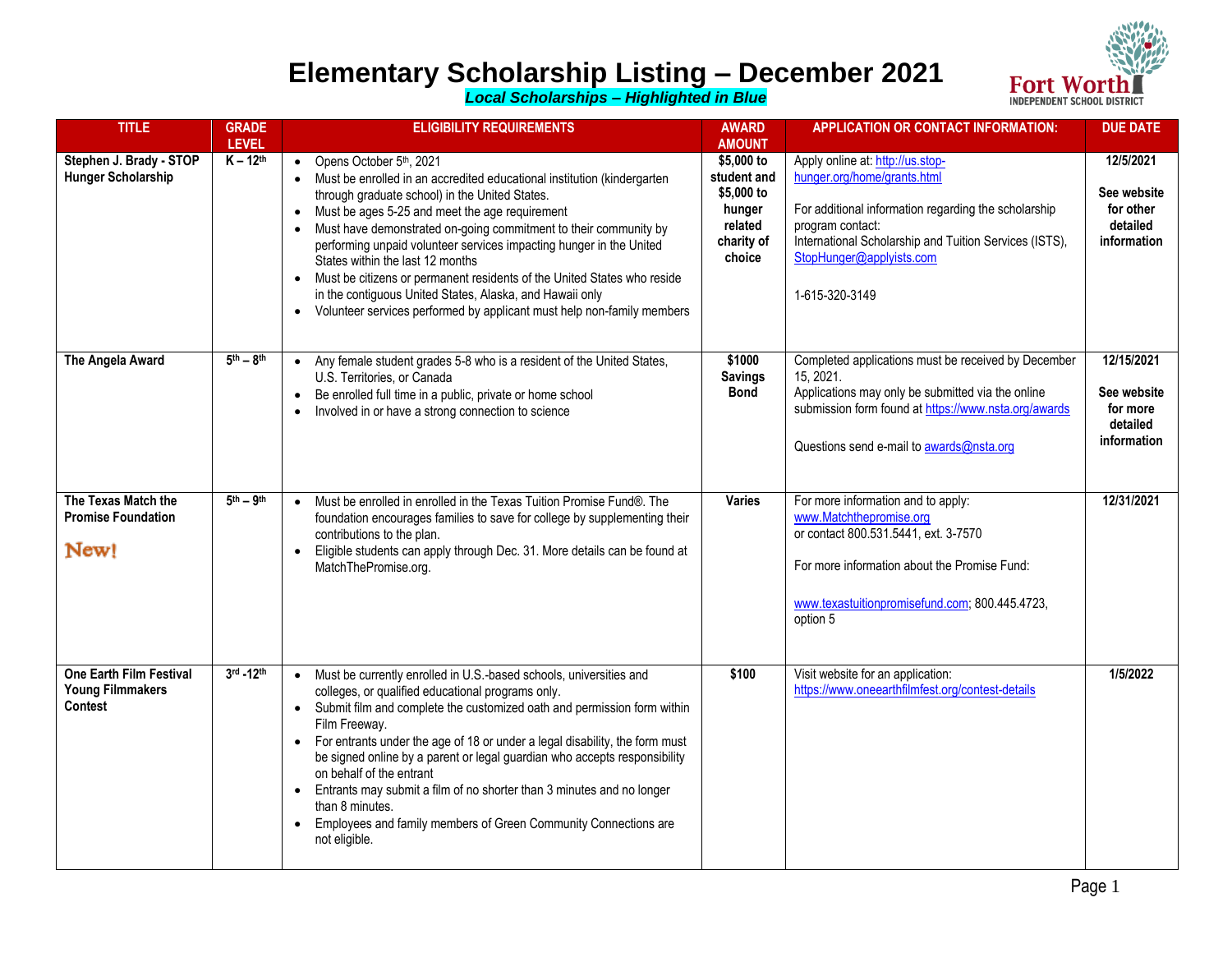# Elementary Scholarship Listing – December 2021

***Local Scholarships – Highlighted in Blue***

| TITLE | GRADE LEVEL | ELIGIBILITY REQUIREMENTS | AWARD AMOUNT | APPLICATION OR CONTACT INFORMATION: | DUE DATE |
|---|---|---|---|---|---|
| **Stephen J. Brady - STOP Hunger Scholarship** | **K – 12th** | • Opens October 5th, 2021<br>• Must be enrolled in an accredited educational institution (kindergarten through graduate school) in the United States.<br>• Must be ages 5-25 and meet the age requirement<br>• Must have demonstrated on-going commitment to their community by performing unpaid volunteer services impacting hunger in the United States within the last 12 months<br>• Must be citizens or permanent residents of the United States who reside in the contiguous United States, Alaska, and Hawaii only<br>• Volunteer services performed by applicant must help non-family members | **$5,000 to student and $5,000 to hunger related charity of choice** | Apply online at: http://us.stop-hunger.org/home/grants.html<br><br>For additional information regarding the scholarship program contact:<br>International Scholarship and Tuition Services (ISTS), StopHunger@applyists.com<br><br>1-615-320-3149 | **12/5/2021**<br><br>**See website for other detailed information** |
| **The Angela Award** | **5th – 8th** | • Any female student grades 5-8 who is a resident of the United States, U.S. Territories, or Canada<br>• Be enrolled full time in a public, private or home school<br>• Involved in or have a strong connection to science | **$1000 Savings Bond** | Completed applications must be received by December 15, 2021.<br>Applications may only be submitted via the online submission form found at https://www.nsta.org/awards<br><br>Questions send e-mail to awards@nsta.org | **12/15/2021**<br><br>**See website for more detailed information** |
| **The Texas Match the Promise Foundation**<br><br>**New!** | **5th – 9th** | • Must be enrolled in enrolled in the Texas Tuition Promise Fund®. The foundation encourages families to save for college by supplementing their contributions to the plan.<br>• Eligible students can apply through Dec. 31. More details can be found at MatchThePromise.org. | **Varies** | For more information and to apply:<br>www.Matchthepromise.org<br>or contact 800.531.5441, ext. 3-7570<br><br>For more information about the Promise Fund:<br><br>www.texastuitionpromisefund.com; 800.445.4723, option 5 | **12/31/2021** |
| **One Earth Film Festival Young Filmmakers Contest** | **3rd -12th** | • Must be currently enrolled in U.S.-based schools, universities and colleges, or qualified educational programs only.<br>• Submit film and complete the customized oath and permission form within Film Freeway.<br>• For entrants under the age of 18 or under a legal disability, the form must be signed online by a parent or legal guardian who accepts responsibility on behalf of the entrant<br>• Entrants may submit a film of no shorter than 3 minutes and no longer than 8 minutes.<br>• Employees and family members of Green Community Connections are not eligible. | **$100** | Visit website for an application:<br>https://www.oneearthfilmfest.org/contest-details | **1/5/2022** |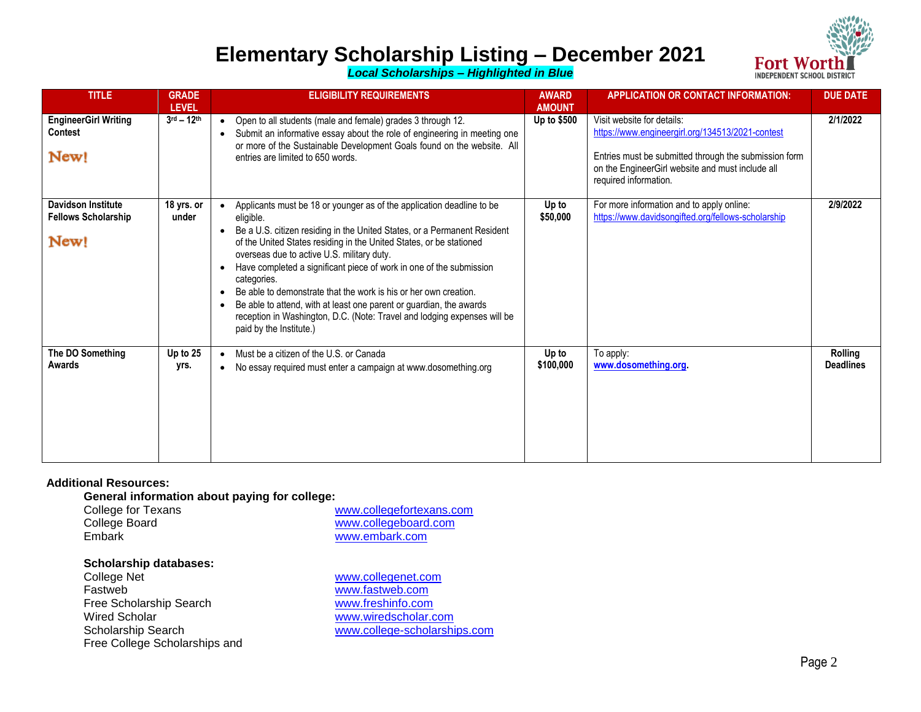# Elementary Scholarship Listing – December 2021

***Local Scholarships – Highlighted in Blue***

Fort Worth INDEPENDENT SCHOOL DISTRICT

| TITLE | GRADE LEVEL | ELIGIBILITY REQUIREMENTS | AWARD AMOUNT | APPLICATION OR CONTACT INFORMATION: | DUE DATE |
|---|---|---|---|---|---|
| **EngineerGirl Writing Contest** New! | 3rd – 12th | • Open to all students (male and female) grades 3 through 12. • Submit an informative essay about the role of engineering in meeting one or more of the Sustainable Development Goals found on the website. All entries are limited to 650 words. | Up to $500 | Visit website for details: https://www.engineergirl.org/134513/2021-contest Entries must be submitted through the submission form on the EngineerGirl website and must include all required information. | 2/1/2022 |
| **Davidson Institute Fellows Scholarship** New! | 18 yrs. or under | • Applicants must be 18 or younger as of the application deadline to be eligible. • Be a U.S. citizen residing in the United States, or a Permanent Resident of the United States residing in the United States, or be stationed overseas due to active U.S. military duty. • Have completed a significant piece of work in one of the submission categories. • Be able to demonstrate that the work is his or her own creation. • Be able to attend, with at least one parent or guardian, the awards reception in Washington, D.C. (Note: Travel and lodging expenses will be paid by the Institute.) | Up to $50,000 | For more information and to apply online: https://www.davidsongifted.org/fellows-scholarship | 2/9/2022 |
| **The DO Something Awards** | Up to 25 yrs. | • Must be a citizen of the U.S. or Canada • No essay required must enter a campaign at www.dosomething.org | Up to $100,000 | To apply: **www.dosomething.org**. | Rolling Deadlines |

**Additional Resources:**

**General information about paying for college:**

College for Texans www.collegefortexans.com
College Board www.collegeboard.com
Embark www.embark.com

**Scholarship databases:**

College Net www.collegenet.com
Fastweb www.fastweb.com
Free Scholarship Search www.freshinfo.com
Wired Scholar www.wiredscholar.com
Scholarship Search www.college-scholarships.com
Free College Scholarships and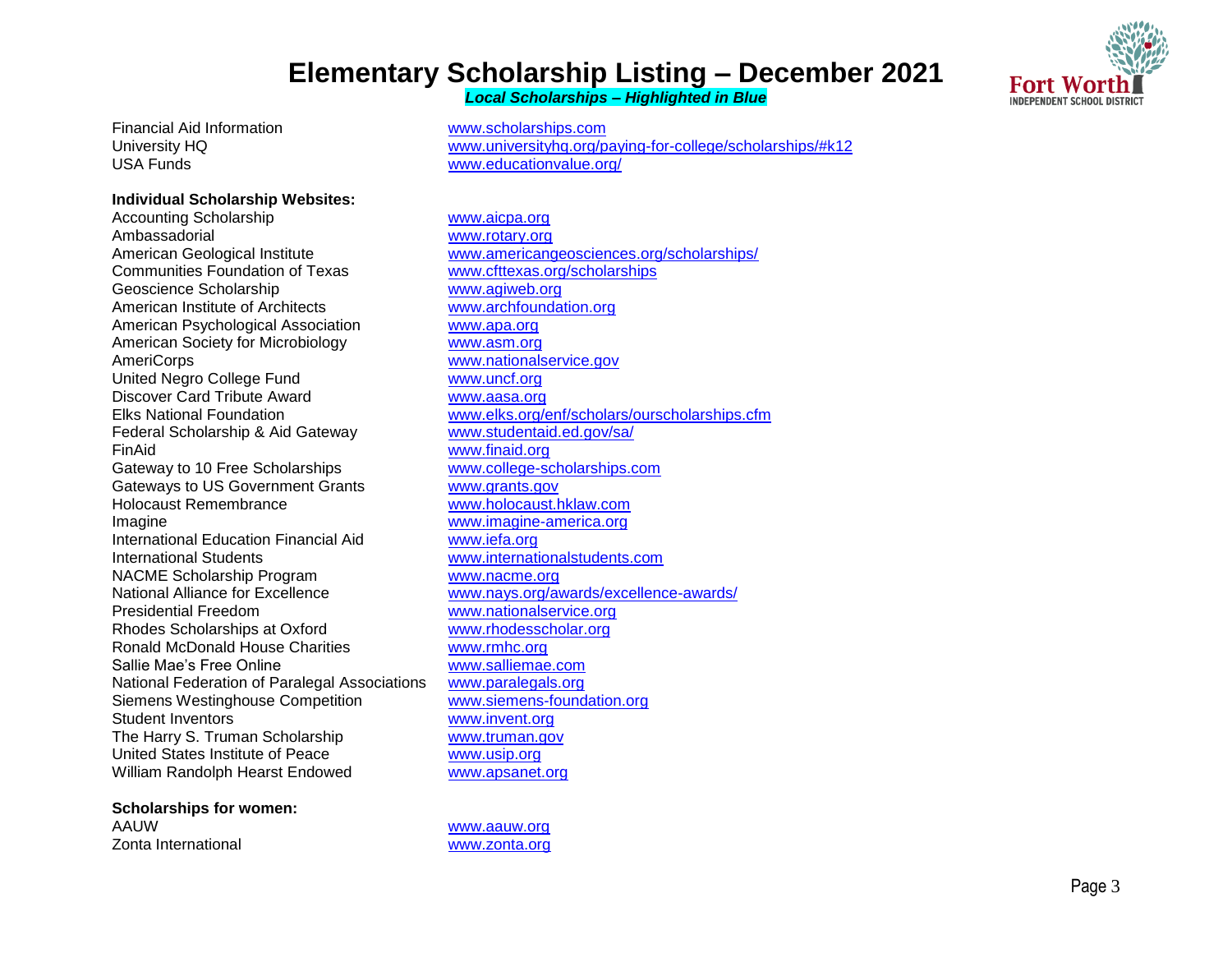# Elementary Scholarship Listing – December 2021

***Local Scholarships – Highlighted in Blue***

| | |
|---|---|
| Financial Aid Information | www.scholarships.com |
| University HQ | www.universityhq.org/paying-for-college/scholarships/#k12 |
| USA Funds | www.educationvalue.org/ |

**Individual Scholarship Websites:**

| | |
|---|---|
| Accounting Scholarship | www.aicpa.org |
| Ambassadorial | www.rotary.org |
| American Geological Institute | www.americangeosciences.org/scholarships/ |
| Communities Foundation of Texas | www.cfttexas.org/scholarships |
| Geoscience Scholarship | www.agiweb.org |
| American Institute of Architects | www.archfoundation.org |
| American Psychological Association | www.apa.org |
| American Society for Microbiology | www.asm.org |
| AmeriCorps | www.nationalservice.gov |
| United Negro College Fund | www.uncf.org |
| Discover Card Tribute Award | www.aasa.org |
| Elks National Foundation | www.elks.org/enf/scholars/ourscholarships.cfm |
| Federal Scholarship & Aid Gateway | www.studentaid.ed.gov/sa/ |
| FinAid | www.finaid.org |
| Gateway to 10 Free Scholarships | www.college-scholarships.com |
| Gateways to US Government Grants | www.grants.gov |
| Holocaust Remembrance | www.holocaust.hklaw.com |
| Imagine | www.imagine-america.org |
| International Education Financial Aid | www.iefa.org |
| International Students | www.internationalstudents.com |
| NACME Scholarship Program | www.nacme.org |
| National Alliance for Excellence | www.nays.org/awards/excellence-awards/ |
| Presidential Freedom | www.nationalservice.org |
| Rhodes Scholarships at Oxford | www.rhodesscholar.org |
| Ronald McDonald House Charities | www.rmhc.org |
| Sallie Mae's Free Online | www.salliemae.com |
| National Federation of Paralegal Associations | www.paralegals.org |
| Siemens Westinghouse Competition | www.siemens-foundation.org |
| Student Inventors | www.invent.org |
| The Harry S. Truman Scholarship | www.truman.gov |
| United States Institute of Peace | www.usip.org |
| William Randolph Hearst Endowed | www.apsanet.org |

**Scholarships for women:**

| | |
|---|---|
| AAUW | www.aauw.org |
| Zonta International | www.zonta.org |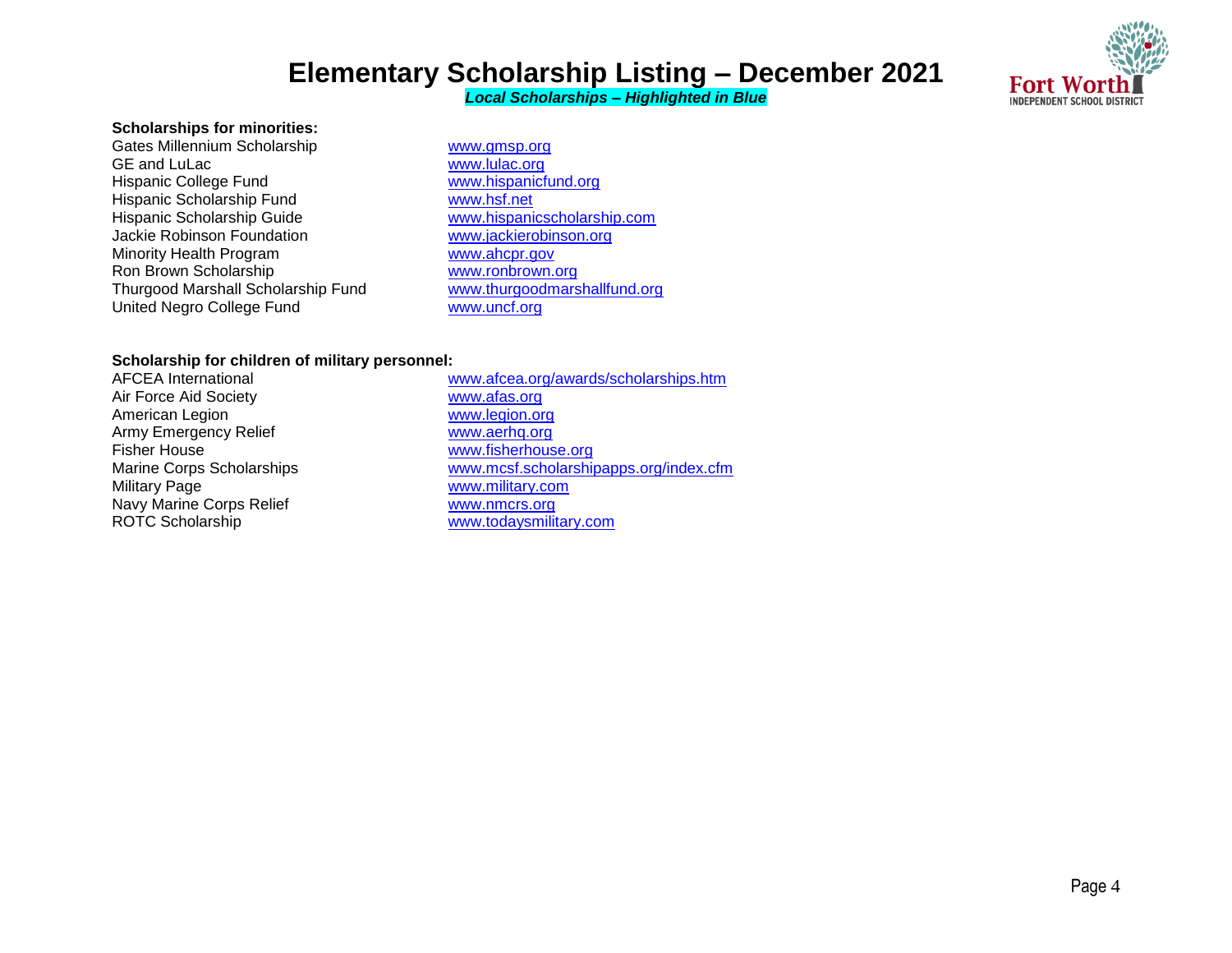# Elementary Scholarship Listing – December 2021

***Local Scholarships – Highlighted in Blue***

**Scholarships for minorities:**

| | |
|---|---|
| Gates Millennium Scholarship | www.gmsp.org |
| GE and LuLac | www.lulac.org |
| Hispanic College Fund | www.hispanicfund.org |
| Hispanic Scholarship Fund | www.hsf.net |
| Hispanic Scholarship Guide | www.hispanicscholarship.com |
| Jackie Robinson Foundation | www.jackierobinson.org |
| Minority Health Program | www.ahcpr.gov |
| Ron Brown Scholarship | www.ronbrown.org |
| Thurgood Marshall Scholarship Fund | www.thurgoodmarshallfund.org |
| United Negro College Fund | www.uncf.org |

**Scholarship for children of military personnel:**

| | |
|---|---|
| AFCEA International | www.afcea.org/awards/scholarships.htm |
| Air Force Aid Society | www.afas.org |
| American Legion | www.legion.org |
| Army Emergency Relief | www.aerhq.org |
| Fisher House | www.fisherhouse.org |
| Marine Corps Scholarships | www.mcsf.scholarshipapps.org/index.cfm |
| Military Page | www.military.com |
| Navy Marine Corps Relief | www.nmcrs.org |
| ROTC Scholarship | www.todaysmilitary.com |